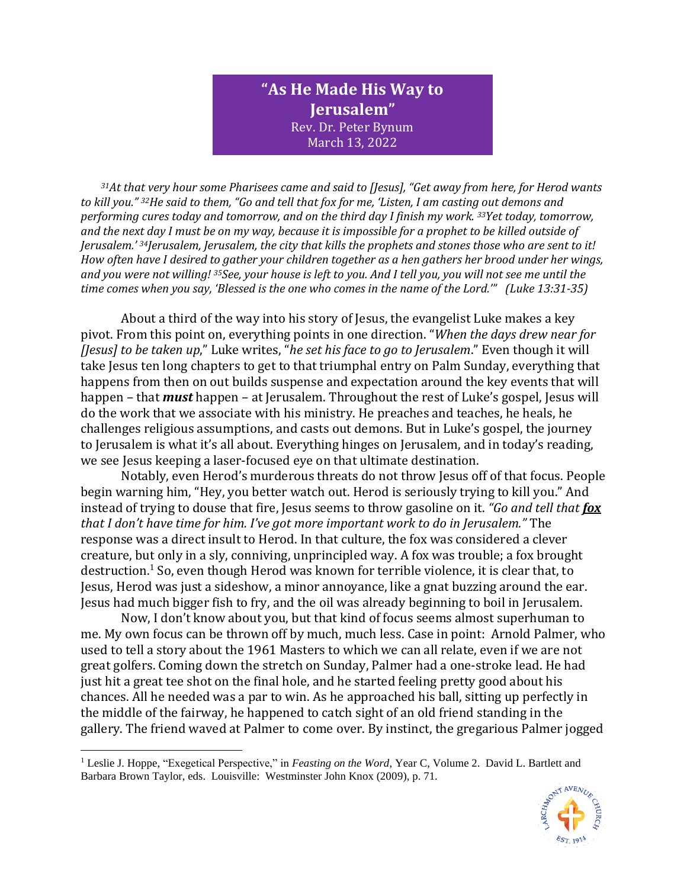# "As He Made His Way to Jerusalem"

Rev. Dr. Peter Bynum
March 13, 2022

*31At that very hour some Pharisees came and said to [Jesus], "Get away from here, for Herod wants to kill you." 32He said to them, "Go and tell that fox for me, 'Listen, I am casting out demons and performing cures today and tomorrow, and on the third day I finish my work. 33Yet today, tomorrow, and the next day I must be on my way, because it is impossible for a prophet to be killed outside of Jerusalem.' 34Jerusalem, Jerusalem, the city that kills the prophets and stones those who are sent to it! How often have I desired to gather your children together as a hen gathers her brood under her wings, and you were not willing! 35See, your house is left to you. And I tell you, you will not see me until the time comes when you say, 'Blessed is the one who comes in the name of the Lord.'" (Luke 13:31-35)*

About a third of the way into his story of Jesus, the evangelist Luke makes a key pivot. From this point on, everything points in one direction. "*When the days drew near for [Jesus] to be taken up*," Luke writes, "*he set his face to go to Jerusalem*." Even though it will take Jesus ten long chapters to get to that triumphal entry on Palm Sunday, everything that happens from then on out builds suspense and expectation around the key events that will happen – that ***must*** happen – at Jerusalem. Throughout the rest of Luke's gospel, Jesus will do the work that we associate with his ministry. He preaches and teaches, he heals, he challenges religious assumptions, and casts out demons. But in Luke's gospel, the journey to Jerusalem is what it's all about. Everything hinges on Jerusalem, and in today's reading, we see Jesus keeping a laser-focused eye on that ultimate destination.

Notably, even Herod's murderous threats do not throw Jesus off of that focus. People begin warning him, "Hey, you better watch out. Herod is seriously trying to kill you." And instead of trying to douse that fire, Jesus seems to throw gasoline on it. *"Go and tell that **fox** that I don't have time for him. I've got more important work to do in Jerusalem."* The response was a direct insult to Herod. In that culture, the fox was considered a clever creature, but only in a sly, conniving, unprincipled way. A fox was trouble; a fox brought destruction.[1] So, even though Herod was known for terrible violence, it is clear that, to Jesus, Herod was just a sideshow, a minor annoyance, like a gnat buzzing around the ear. Jesus had much bigger fish to fry, and the oil was already beginning to boil in Jerusalem.

Now, I don't know about you, but that kind of focus seems almost superhuman to me. My own focus can be thrown off by much, much less. Case in point: Arnold Palmer, who used to tell a story about the 1961 Masters to which we can all relate, even if we are not great golfers. Coming down the stretch on Sunday, Palmer had a one-stroke lead. He had just hit a great tee shot on the final hole, and he started feeling pretty good about his chances. All he needed was a par to win. As he approached his ball, sitting up perfectly in the middle of the fairway, he happened to catch sight of an old friend standing in the gallery. The friend waved at Palmer to come over. By instinct, the gregarious Palmer jogged

---

[1] Leslie J. Hoppe, "Exegetical Perspective," in *Feasting on the Word*, Year C, Volume 2. David L. Bartlett and Barbara Brown Taylor, eds. Louisville: Westminster John Knox (2009), p. 71.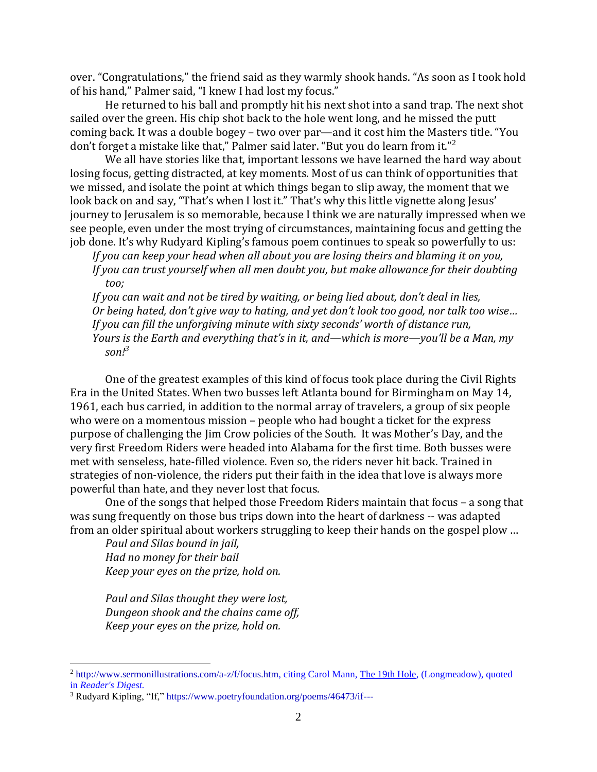over. "Congratulations," the friend said as they warmly shook hands. "As soon as I took hold of his hand," Palmer said, "I knew I had lost my focus."

He returned to his ball and promptly hit his next shot into a sand trap. The next shot sailed over the green. His chip shot back to the hole went long, and he missed the putt coming back. It was a double bogey – two over par—and it cost him the Masters title. "You don't forget a mistake like that," Palmer said later. "But you do learn from it."[2]

We all have stories like that, important lessons we have learned the hard way about losing focus, getting distracted, at key moments. Most of us can think of opportunities that we missed, and isolate the point at which things began to slip away, the moment that we look back on and say, "That's when I lost it." That's why this little vignette along Jesus' journey to Jerusalem is so memorable, because I think we are naturally impressed when we see people, even under the most trying of circumstances, maintaining focus and getting the job done. It's why Rudyard Kipling's famous poem continues to speak so powerfully to us:

*If you can keep your head when all about you are losing theirs and blaming it on you,*
*If you can trust yourself when all men doubt you, but make allowance for their doubting too;*
*If you can wait and not be tired by waiting, or being lied about, don't deal in lies,*
*Or being hated, don't give way to hating, and yet don't look too good, nor talk too wise…*
*If you can fill the unforgiving minute with sixty seconds' worth of distance run,*
*Yours is the Earth and everything that's in it, and—which is more—you'll be a Man, my son!*[3]

One of the greatest examples of this kind of focus took place during the Civil Rights Era in the United States. When two busses left Atlanta bound for Birmingham on May 14, 1961, each bus carried, in addition to the normal array of travelers, a group of six people who were on a momentous mission – people who had bought a ticket for the express purpose of challenging the Jim Crow policies of the South. It was Mother's Day, and the very first Freedom Riders were headed into Alabama for the first time. Both busses were met with senseless, hate-filled violence. Even so, the riders never hit back. Trained in strategies of non-violence, the riders put their faith in the idea that love is always more powerful than hate, and they never lost that focus.

One of the songs that helped those Freedom Riders maintain that focus – a song that was sung frequently on those bus trips down into the heart of darkness -- was adapted from an older spiritual about workers struggling to keep their hands on the gospel plow …

*Paul and Silas bound in jail,*
*Had no money for their bail*
*Keep your eyes on the prize, hold on.*

*Paul and Silas thought they were lost,*
*Dungeon shook and the chains came off,*
*Keep your eyes on the prize, hold on.*

---

[2] http://www.sermonillustrations.com/a-z/f/focus.htm, citing Carol Mann, The 19th Hole, (Longmeadow), quoted in *Reader's Digest.*

[3] Rudyard Kipling, "If," https://www.poetryfoundation.org/poems/46473/if---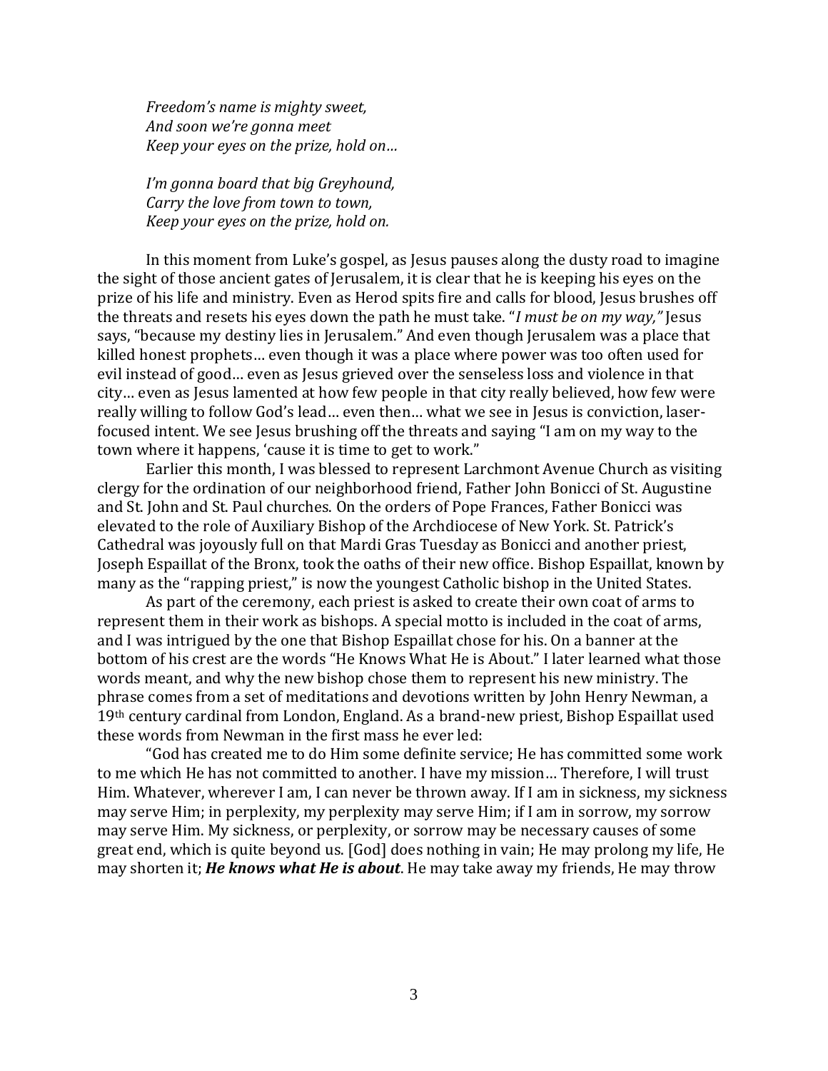*Freedom's name is mighty sweet,*
*And soon we're gonna meet*
*Keep your eyes on the prize, hold on…*

*I'm gonna board that big Greyhound,*
*Carry the love from town to town,*
*Keep your eyes on the prize, hold on.*

In this moment from Luke's gospel, as Jesus pauses along the dusty road to imagine the sight of those ancient gates of Jerusalem, it is clear that he is keeping his eyes on the prize of his life and ministry. Even as Herod spits fire and calls for blood, Jesus brushes off the threats and resets his eyes down the path he must take. "*I must be on my way,"* Jesus says, "because my destiny lies in Jerusalem." And even though Jerusalem was a place that killed honest prophets… even though it was a place where power was too often used for evil instead of good… even as Jesus grieved over the senseless loss and violence in that city… even as Jesus lamented at how few people in that city really believed, how few were really willing to follow God's lead… even then… what we see in Jesus is conviction, laser-focused intent. We see Jesus brushing off the threats and saying "I am on my way to the town where it happens, 'cause it is time to get to work."

Earlier this month, I was blessed to represent Larchmont Avenue Church as visiting clergy for the ordination of our neighborhood friend, Father John Bonicci of St. Augustine and St. John and St. Paul churches. On the orders of Pope Frances, Father Bonicci was elevated to the role of Auxiliary Bishop of the Archdiocese of New York. St. Patrick's Cathedral was joyously full on that Mardi Gras Tuesday as Bonicci and another priest, Joseph Espaillat of the Bronx, took the oaths of their new office. Bishop Espaillat, known by many as the "rapping priest," is now the youngest Catholic bishop in the United States.

As part of the ceremony, each priest is asked to create their own coat of arms to represent them in their work as bishops. A special motto is included in the coat of arms, and I was intrigued by the one that Bishop Espaillat chose for his. On a banner at the bottom of his crest are the words "He Knows What He is About." I later learned what those words meant, and why the new bishop chose them to represent his new ministry. The phrase comes from a set of meditations and devotions written by John Henry Newman, a 19th century cardinal from London, England. As a brand-new priest, Bishop Espaillat used these words from Newman in the first mass he ever led:

"God has created me to do Him some definite service; He has committed some work to me which He has not committed to another. I have my mission… Therefore, I will trust Him. Whatever, wherever I am, I can never be thrown away. If I am in sickness, my sickness may serve Him; in perplexity, my perplexity may serve Him; if I am in sorrow, my sorrow may serve Him. My sickness, or perplexity, or sorrow may be necessary causes of some great end, which is quite beyond us. [God] does nothing in vain; He may prolong my life, He may shorten it; ***He knows what He is about***. He may take away my friends, He may throw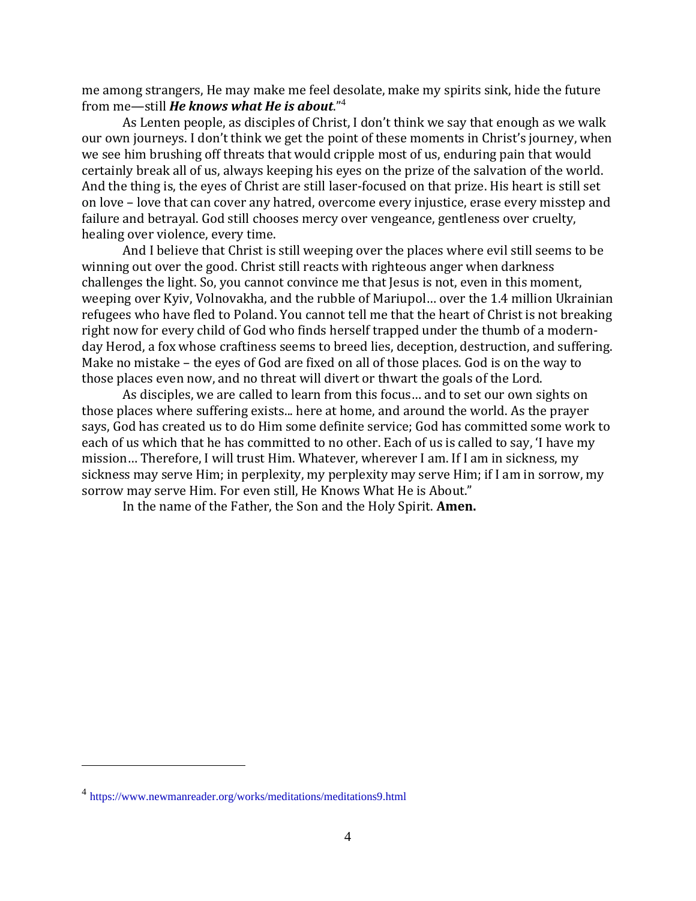me among strangers, He may make me feel desolate, make my spirits sink, hide the future from me—still ***He knows what He is about***."[4]

As Lenten people, as disciples of Christ, I don't think we say that enough as we walk our own journeys. I don't think we get the point of these moments in Christ's journey, when we see him brushing off threats that would cripple most of us, enduring pain that would certainly break all of us, always keeping his eyes on the prize of the salvation of the world. And the thing is, the eyes of Christ are still laser-focused on that prize. His heart is still set on love – love that can cover any hatred, overcome every injustice, erase every misstep and failure and betrayal. God still chooses mercy over vengeance, gentleness over cruelty, healing over violence, every time.

And I believe that Christ is still weeping over the places where evil still seems to be winning out over the good. Christ still reacts with righteous anger when darkness challenges the light. So, you cannot convince me that Jesus is not, even in this moment, weeping over Kyiv, Volnovakha, and the rubble of Mariupol… over the 1.4 million Ukrainian refugees who have fled to Poland. You cannot tell me that the heart of Christ is not breaking right now for every child of God who finds herself trapped under the thumb of a modern-day Herod, a fox whose craftiness seems to breed lies, deception, destruction, and suffering. Make no mistake – the eyes of God are fixed on all of those places. God is on the way to those places even now, and no threat will divert or thwart the goals of the Lord.

As disciples, we are called to learn from this focus… and to set our own sights on those places where suffering exists... here at home, and around the world. As the prayer says, God has created us to do Him some definite service; God has committed some work to each of us which that he has committed to no other. Each of us is called to say, 'I have my mission… Therefore, I will trust Him. Whatever, wherever I am. If I am in sickness, my sickness may serve Him; in perplexity, my perplexity may serve Him; if I am in sorrow, my sorrow may serve Him. For even still, He Knows What He is About."

In the name of the Father, the Son and the Holy Spirit. **Amen.**

---

[4] https://www.newmanreader.org/works/meditations/meditations9.html